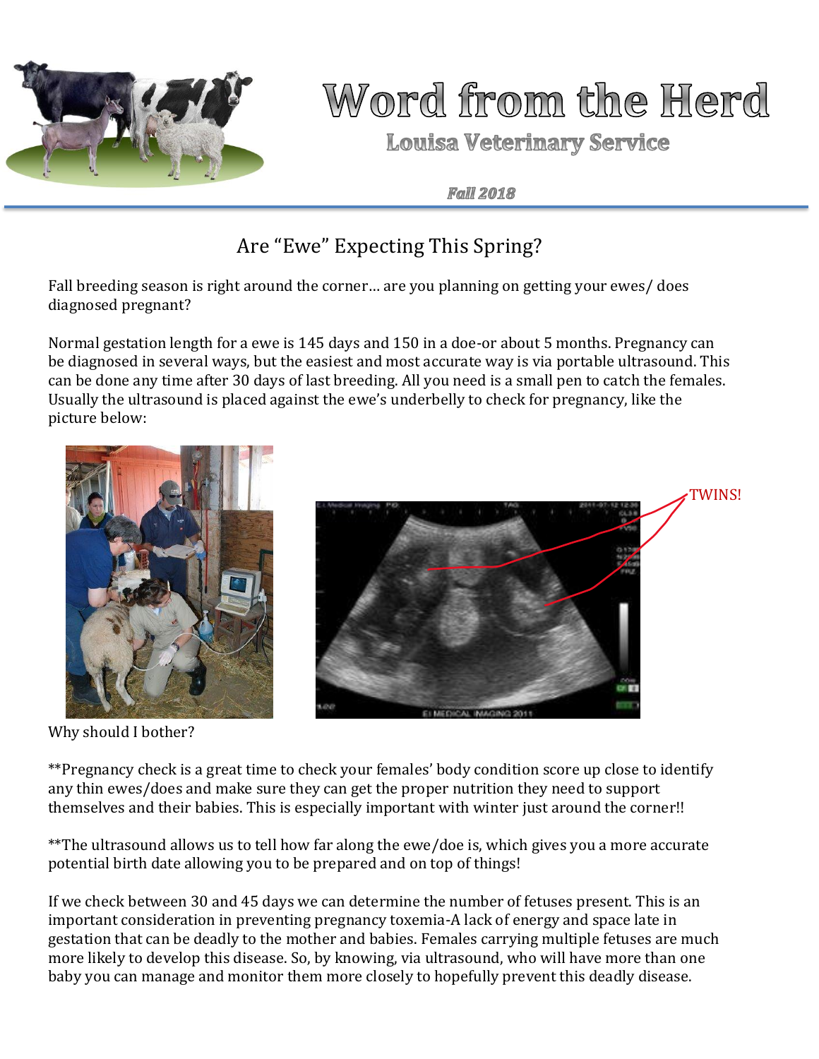# Word from the Herd

## Louisa Veterinary Service

*Fall 2018*

## Are "Ewe" Expecting This Spring?

Fall breeding season is right around the corner… are you planning on getting your ewes/ does diagnosed pregnant?

Normal gestation length for a ewe is 145 days and 150 in a doe-or about 5 months. Pregnancy can be diagnosed in several ways, but the easiest and most accurate way is via portable ultrasound. This can be done any time after 30 days of last breeding. All you need is a small pen to catch the females. Usually the ultrasound is placed against the ewe's underbelly to check for pregnancy, like the picture below:

TWINS!

Why should I bother?

**Pregnancy check is a great time to check your females' body condition score up close to identify any thin ewes/does and make sure they can get the proper nutrition they need to support themselves and their babies. This is especially important with winter just around the corner!!

**The ultrasound allows us to tell how far along the ewe/doe is, which gives you a more accurate potential birth date allowing you to be prepared and on top of things!

If we check between 30 and 45 days we can determine the number of fetuses present. This is an important consideration in preventing pregnancy toxemia-A lack of energy and space late in gestation that can be deadly to the mother and babies. Females carrying multiple fetuses are much more likely to develop this disease. So, by knowing, via ultrasound, who will have more than one baby you can manage and monitor them more closely to hopefully prevent this deadly disease.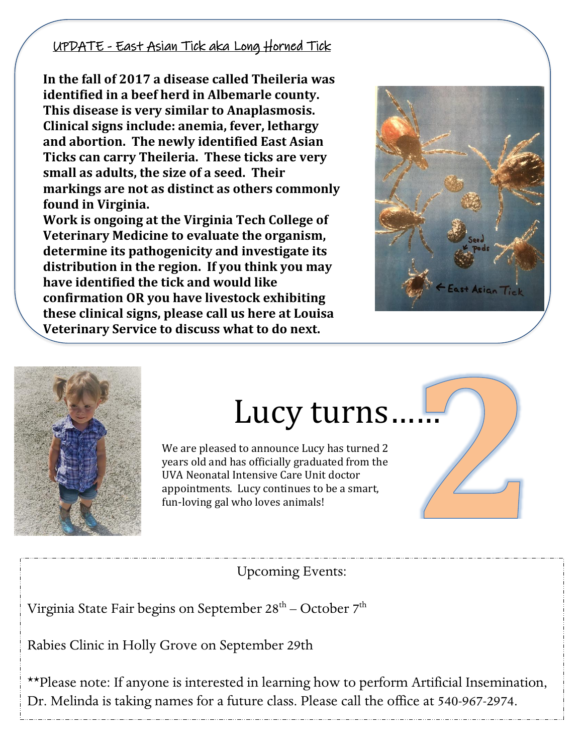## UPDATE - East Asian Tick aka Long Horned Tick

**In the fall of 2017 a disease called Theileria was identified in a beef herd in Albemarle county. This disease is very similar to Anaplasmosis. Clinical signs include: anemia, fever, lethargy and abortion. The newly identified East Asian Ticks can carry Theileria. These ticks are very small as adults, the size of a seed. Their markings are not as distinct as others commonly found in Virginia.**

**Work is ongoing at the Virginia Tech College of Veterinary Medicine to evaluate the organism, determine its pathogenicity and investigate its distribution in the region. If you think you may have identified the tick and would like confirmation OR you have livestock exhibiting these clinical signs, please call us here at Louisa Veterinary Service to discuss what to do next.**

# Lucy turns...... 2

We are pleased to announce Lucy has turned 2 years old and has officially graduated from the UVA Neonatal Intensive Care Unit doctor appointments. Lucy continues to be a smart, fun-loving gal who loves animals!

Upcoming Events:

Virginia State Fair begins on September 28th – October 7th

Rabies Clinic in Holly Grove on September 29th

**Please note: If anyone is interested in learning how to perform Artificial Insemination, Dr. Melinda is taking names for a future class. Please call the office at 540-967-2974.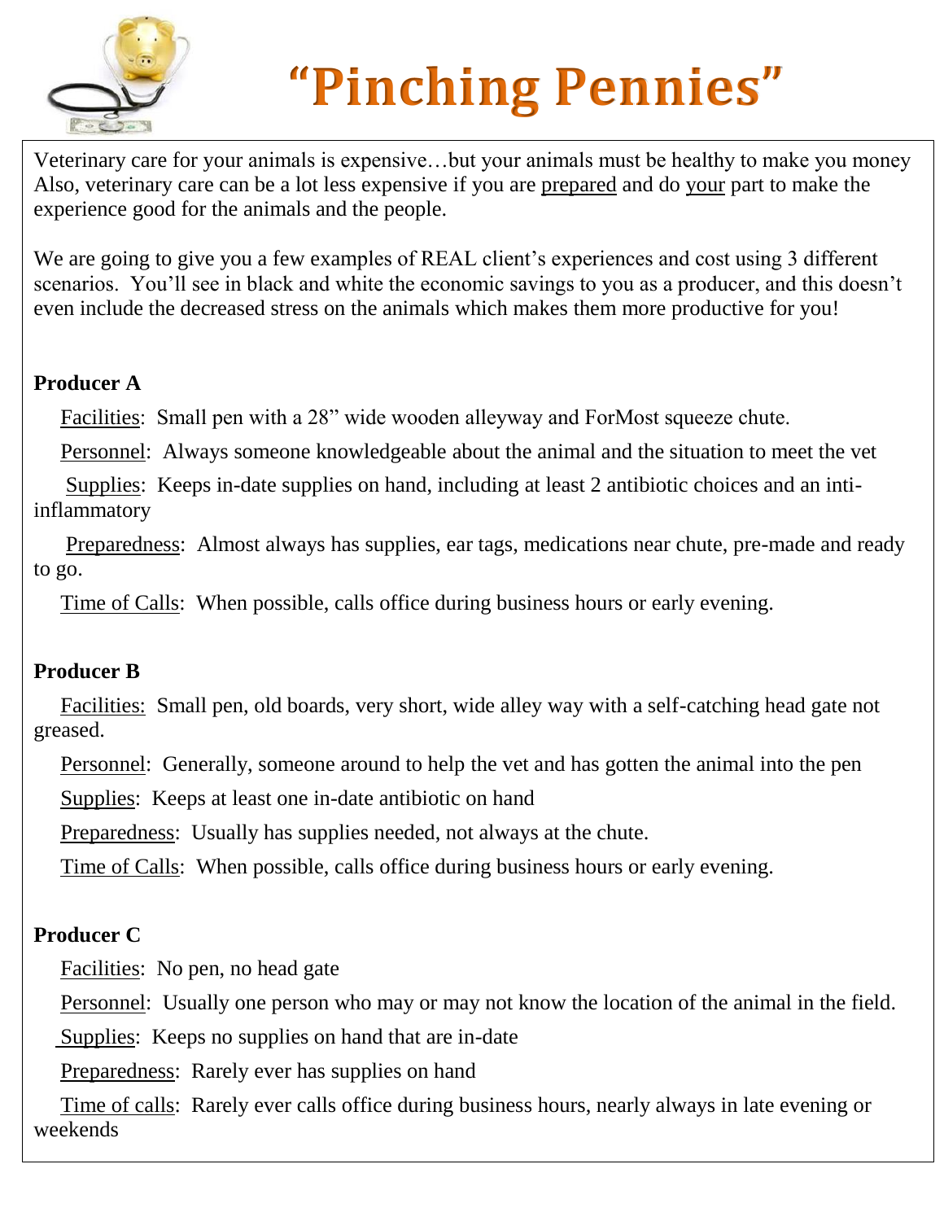# "Pinching Pennies"

Veterinary care for your animals is expensive…but your animals must be healthy to make you money Also, veterinary care can be a lot less expensive if you are prepared and do your part to make the experience good for the animals and the people.

We are going to give you a few examples of REAL client's experiences and cost using 3 different scenarios. You'll see in black and white the economic savings to you as a producer, and this doesn't even include the decreased stress on the animals which makes them more productive for you!

**Producer A**

Facilities: Small pen with a 28" wide wooden alleyway and ForMost squeeze chute.

Personnel: Always someone knowledgeable about the animal and the situation to meet the vet

Supplies: Keeps in-date supplies on hand, including at least 2 antibiotic choices and an inti-inflammatory

Preparedness: Almost always has supplies, ear tags, medications near chute, pre-made and ready to go.

Time of Calls: When possible, calls office during business hours or early evening.

**Producer B**

Facilities: Small pen, old boards, very short, wide alley way with a self-catching head gate not greased.

Personnel: Generally, someone around to help the vet and has gotten the animal into the pen

Supplies: Keeps at least one in-date antibiotic on hand

Preparedness: Usually has supplies needed, not always at the chute.

Time of Calls: When possible, calls office during business hours or early evening.

**Producer C**

Facilities: No pen, no head gate

Personnel: Usually one person who may or may not know the location of the animal in the field.

Supplies: Keeps no supplies on hand that are in-date

Preparedness: Rarely ever has supplies on hand

Time of calls: Rarely ever calls office during business hours, nearly always in late evening or weekends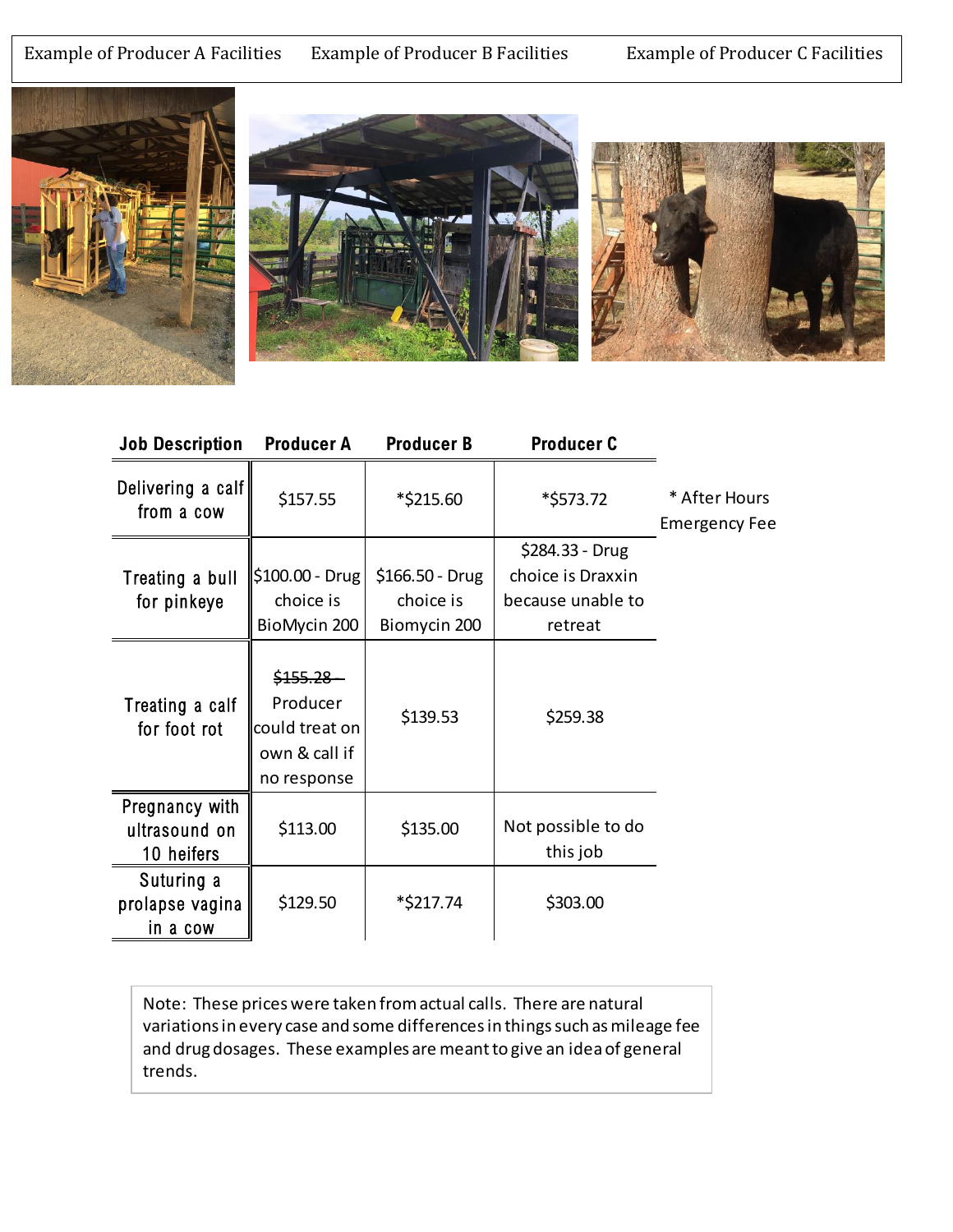| Example of Producer A Facilities | Example of Producer B Facilities | Example of Producer C Facilities |
| --- | --- | --- |

| Job Description | Producer A | Producer B | Producer C |
| --- | --- | --- | --- |
| Delivering a calf from a cow | $157.55 | *$215.60 | *$573.72 |
| Treating a bull for pinkeye | $100.00 - Drug choice is BioMycin 200 | $166.50 - Drug choice is Biomycin 200 | $284.33 - Drug choice is Draxxin because unable to retreat |
| Treating a calf for foot rot | ~~$155.28~~ - Producer could treat on own & call if no response | $139.53 | $259.38 |
| Pregnancy with ultrasound on 10 heifers | $113.00 | $135.00 | Not possible to do this job |
| Suturing a prolapse vagina in a cow | $129.50 | *$217.74 | $303.00 |

* After Hours Emergency Fee

Note: These prices were taken from actual calls. There are natural variations in every case and some differences in things such as mileage fee and drug dosages. These examples are meant to give an idea of general trends.